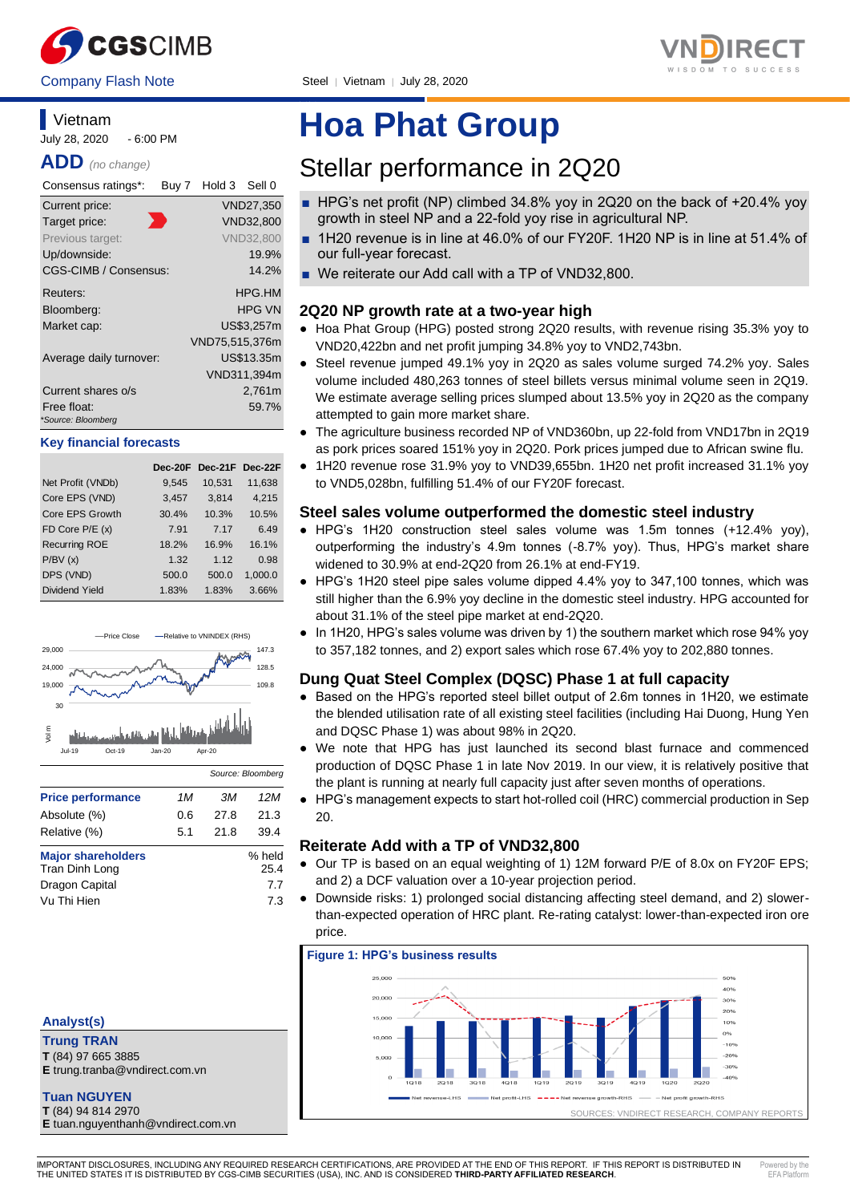CGSCIMB | Company Flash Note | Steel | Vietnam | July 28, 2020 | VNDIRECT

## Vietnam

July 28, 2020 - 6:00 PM

**ADD** *(no change)*

| Consensus ratings*: | Buy 7 Hold 3 Sell 0 |
|---|---|
| Current price: | VND27,350 |
| Target price: | VND32,800 |
| Previous target: | VND32,800 |
| Up/downside: | 19.9% |
| CGS-CIMB / Consensus: | 14.2% |
| Reuters: | HPG.HM |
| Bloomberg: | HPG VN |
| Market cap: | US$3,257m |
| | VND75,515,376m |
| Average daily turnover: | US$13.35m |
| | VND311,394m |
| Current shares o/s | 2,761m |
| Free float: | 59.7% |

*Source: Bloomberg

### Key financial forecasts

| | Dec-20F | Dec-21F | Dec-22F |
|---|---|---|---|
| Net Profit (VNDb) | 9,545 | 10,531 | 11,638 |
| Core EPS (VND) | 3,457 | 3,814 | 4,215 |
| Core EPS Growth | 30.4% | 10.3% | 10.5% |
| FD Core P/E (x) | 7.91 | 7.17 | 6.49 |
| Recurring ROE | 18.2% | 16.9% | 16.1% |
| P/BV (x) | 1.32 | 1.12 | 0.98 |
| DPS (VND) | 500.0 | 500.0 | 1,000.0 |
| Dividend Yield | 1.83% | 1.83% | 3.66% |

Source: Bloomberg

| Price performance | 1M | 3M | 12M |
|---|---|---|---|
| Absolute (%) | 0.6 | 27.8 | 21.3 |
| Relative (%) | 5.1 | 21.8 | 39.4 |

| Major shareholders | % held |
|---|---|
| Tran Dinh Long | 25.4 |
| Dragon Capital | 7.7 |
| Vu Thi Hien | 7.3 |

**Analyst(s)**

**Trung TRAN**
**T** (84) 97 665 3885
**E** trung.tranba@vndirect.com.vn

**Tuan NGUYEN**
**T** (84) 94 814 2970
**E** tuan.nguyenthanh@vndirect.com.vn

# Hoa Phat Group

## Stellar performance in 2Q20

- HPG's net profit (NP) climbed 34.8% yoy in 2Q20 on the back of +20.4% yoy growth in steel NP and a 22-fold yoy rise in agricultural NP.
- 1H20 revenue is in line at 46.0% of our FY20F. 1H20 NP is in line at 51.4% of our full-year forecast.
- We reiterate our Add call with a TP of VND32,800.

### 2Q20 NP growth rate at a two-year high

- Hoa Phat Group (HPG) posted strong 2Q20 results, with revenue rising 35.3% yoy to VND20,422bn and net profit jumping 34.8% yoy to VND2,743bn.
- Steel revenue jumped 49.1% yoy in 2Q20 as sales volume surged 74.2% yoy. Sales volume included 480,263 tonnes of steel billets versus minimal volume seen in 2Q19. We estimate average selling prices slumped about 13.5% yoy in 2Q20 as the company attempted to gain more market share.
- The agriculture business recorded NP of VND360bn, up 22-fold from VND17bn in 2Q19 as pork prices soared 151% yoy in 2Q20. Pork prices jumped due to African swine flu.
- 1H20 revenue rose 31.9% yoy to VND39,655bn. 1H20 net profit increased 31.1% yoy to VND5,028bn, fulfilling 51.4% of our FY20F forecast.

### Steel sales volume outperformed the domestic steel industry

- HPG's 1H20 construction steel sales volume was 1.5m tonnes (+12.4% yoy), outperforming the industry's 4.9m tonnes (-8.7% yoy). Thus, HPG's market share widened to 30.9% at end-2Q20 from 26.1% at end-FY19.
- HPG's 1H20 steel pipe sales volume dipped 4.4% yoy to 347,100 tonnes, which was still higher than the 6.9% yoy decline in the domestic steel industry. HPG accounted for about 31.1% of the steel pipe market at end-2Q20.
- In 1H20, HPG's sales volume was driven by 1) the southern market which rose 94% yoy to 357,182 tonnes, and 2) export sales which rose 67.4% yoy to 202,880 tonnes.

### Dung Quat Steel Complex (DQSC) Phase 1 at full capacity

- Based on the HPG's reported steel billet output of 2.6m tonnes in 1H20, we estimate the blended utilisation rate of all existing steel facilities (including Hai Duong, Hung Yen and DQSC Phase 1) was about 98% in 2Q20.
- We note that HPG has just launched its second blast furnace and commenced production of DQSC Phase 1 in late Nov 2019. In our view, it is relatively positive that the plant is running at nearly full capacity just after seven months of operations.
- HPG's management expects to start hot-rolled coil (HRC) commercial production in Sep 20.

### Reiterate Add with a TP of VND32,800

- Our TP is based on an equal weighting of 1) 12M forward P/E of 8.0x on FY20F EPS; and 2) a DCF valuation over a 10-year projection period.
- Downside risks: 1) prolonged social distancing affecting steel demand, and 2) slower-than-expected operation of HRC plant. Re-rating catalyst: lower-than-expected iron ore price.

**Figure 1: HPG's business results**

SOURCES: VNDIRECT RESEARCH, COMPANY REPORTS

IMPORTANT DISCLOSURES, INCLUDING ANY REQUIRED RESEARCH CERTIFICATIONS, ARE PROVIDED AT THE END OF THIS REPORT. IF THIS REPORT IS DISTRIBUTED IN THE UNITED STATES IT IS DISTRIBUTED BY CGS-CIMB SECURITIES (USA), INC. AND IS CONSIDERED **THIRD-PARTY AFFILIATED RESEARCH**.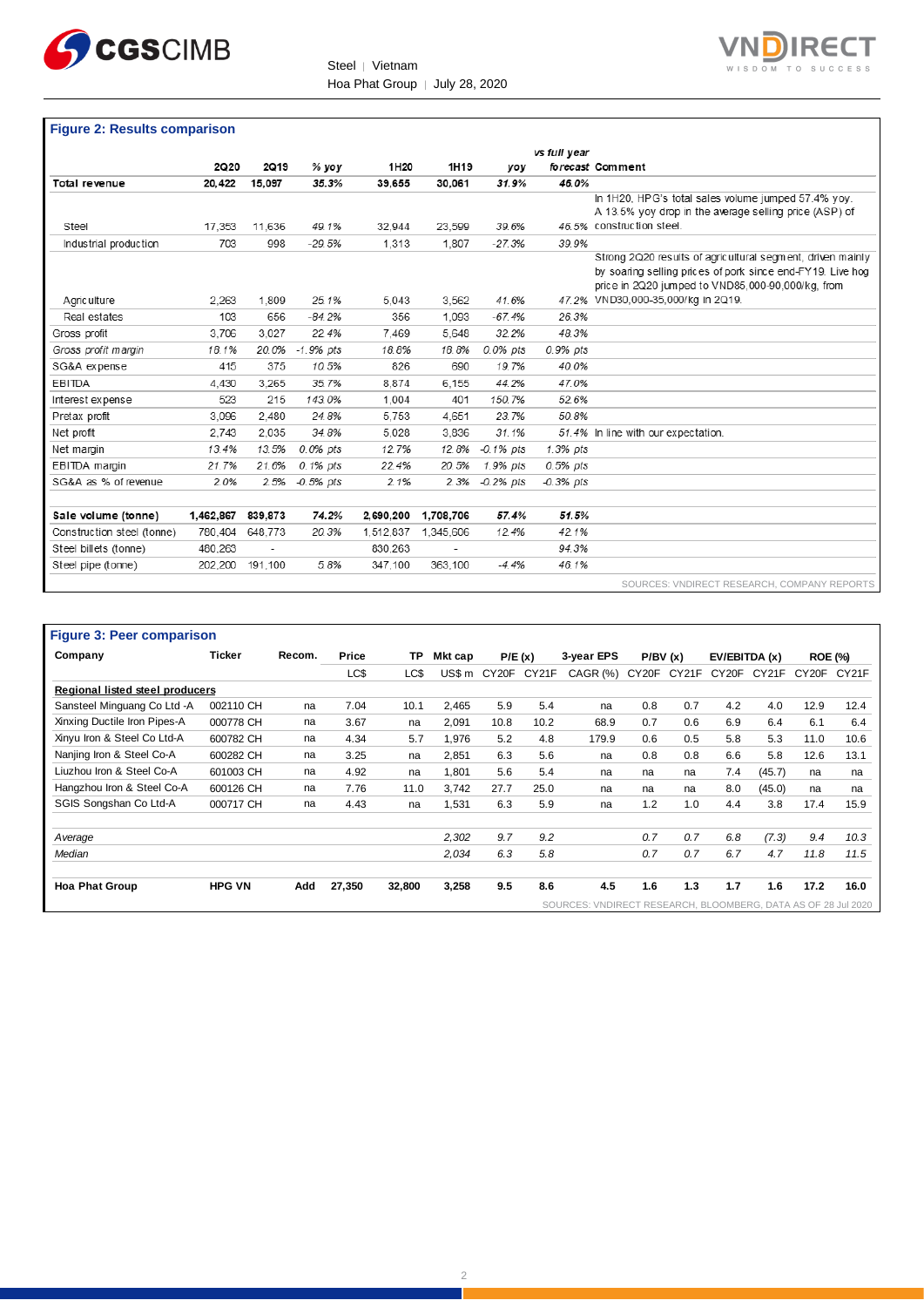**Figure 2: Results comparison**

| | 2Q20 | 2Q19 | % yoy | 1H20 | 1H19 | yoy | vs full year forecast | Comment |
|---|---|---|---|---|---|---|---|---|
| **Total revenue** | **20,422** | **15,097** | **35.3%** | **39,655** | **30,061** | **31.9%** | **46.0%** | |
| Steel | 17,353 | 11,636 | 49.1% | 32,944 | 23,599 | 39.6% | 46.5% | In 1H20, HPG's total sales volume jumped 57.4% yoy. A 13.5% yoy drop in the average selling price (ASP) of construction steel. |
| Industrial production | 703 | 998 | -29.5% | 1,313 | 1,807 | -27.3% | 39.9% | |
| Agriculture | 2,263 | 1,809 | 25.1% | 5,043 | 3,562 | 41.6% | 47.2% | Strong 2Q20 results of agricultural segment, driven mainly by soaring selling prices of pork since end-FY19. Live hog price in 2Q20 jumped to VND85,000-90,000/kg, from VND30,000-35,000/kg in 2Q19. |
| Real estates | 103 | 656 | -84.2% | 356 | 1,093 | -67.4% | 26.3% | |
| Gross profit | 3,706 | 3,027 | 22.4% | 7,469 | 5,648 | 32.2% | 48.3% | |
| *Gross profit margin* | *18.1%* | *20.0%* | *-1.9% pts* | *18.8%* | *18.8%* | *0.0% pts* | *0.9% pts* | |
| SG&A expense | 415 | 375 | 10.5% | 826 | 690 | 19.7% | 40.0% | |
| EBITDA | 4,430 | 3,265 | 35.7% | 8,874 | 6,155 | 44.2% | 47.0% | |
| Interest expense | 523 | 215 | 143.0% | 1,004 | 401 | 150.7% | 52.6% | |
| Pretax profit | 3,096 | 2,480 | 24.8% | 5,753 | 4,651 | 23.7% | 50.8% | |
| Net profit | 2,743 | 2,035 | 34.8% | 5,028 | 3,836 | 31.1% | 51.4% | In line with our expectation. |
| Net margin | 13.4% | 13.5% | 0.0% pts | 12.7% | 12.8% | -0.1% pts | 1.3% pts | |
| EBITDA margin | 21.7% | 21.6% | 0.1% pts | 22.4% | 20.5% | 1.9% pts | 0.5% pts | |
| SG&A as % of revenue | 2.0% | 2.5% | -0.5% pts | 2.1% | 2.3% | -0.2% pts | -0.3% pts | |
| | | | | | | | | |
| **Sale volume (tonne)** | **1,462,867** | **839,873** | **74.2%** | **2,690,200** | **1,708,706** | **57.4%** | **51.5%** | |
| Construction steel (tonne) | 780,404 | 648,773 | 20.3% | 1,512,837 | 1,345,606 | 12.4% | 42.1% | |
| Steel billets (tonne) | 480,263 | - | | 830,263 | - | | 94.3% | |
| Steel pipe (tonne) | 202,200 | 191,100 | 5.8% | 347,100 | 363,100 | -4.4% | 46.1% | |

SOURCES: VNDIRECT RESEARCH, COMPANY REPORTS

**Figure 3: Peer comparison**

| Company | Ticker | Recom. | Price | TP | Mkt cap | P/E (x) | | 3-year EPS | P/BV (x) | | EV/EBITDA (x) | | ROE (%) | |
|---|---|---|---|---|---|---|---|---|---|---|---|---|---|---|
| | | | LC$ | LC$ | US$ m | CY20F | CY21F | CAGR (%) | CY20F | CY21F | CY20F | CY21F | CY20F | CY21F |
| **Regional listed steel producers** | | | | | | | | | | | | | | |
| Sansteel Minguang Co Ltd -A | 002110 CH | na | 7.04 | 10.1 | 2,465 | 5.9 | 5.4 | na | 0.8 | 0.7 | 4.2 | 4.0 | 12.9 | 12.4 |
| Xinxing Ductile Iron Pipes-A | 000778 CH | na | 3.67 | na | 2,091 | 10.8 | 10.2 | 68.9 | 0.7 | 0.6 | 6.9 | 6.4 | 6.1 | 6.4 |
| Xinyu Iron & Steel Co Ltd-A | 600782 CH | na | 4.34 | 5.7 | 1,976 | 5.2 | 4.8 | 179.9 | 0.6 | 0.5 | 5.8 | 5.3 | 11.0 | 10.6 |
| Nanjing Iron & Steel Co-A | 600282 CH | na | 3.25 | na | 2,851 | 6.3 | 5.6 | na | 0.8 | 0.8 | 6.6 | 5.8 | 12.6 | 13.1 |
| Liuzhou Iron & Steel Co-A | 601003 CH | na | 4.92 | na | 1,801 | 5.6 | 5.4 | na | na | na | 7.4 | (45.7) | na | na |
| Hangzhou Iron & Steel Co-A | 600126 CH | na | 7.76 | 11.0 | 3,742 | 27.7 | 25.0 | na | na | na | 8.0 | (45.0) | na | na |
| SGIS Songshan Co Ltd-A | 000717 CH | na | 4.43 | na | 1,531 | 6.3 | 5.9 | na | 1.2 | 1.0 | 4.4 | 3.8 | 17.4 | 15.9 |
| | | | | | | | | | | | | | | |
| *Average* | | | | | *2,302* | *9.7* | *9.2* | | *0.7* | *0.7* | *6.8* | *(7.3)* | *9.4* | *10.3* |
| *Median* | | | | | *2,034* | *6.3* | *5.8* | | *0.7* | *0.7* | *6.7* | *4.7* | *11.8* | *11.5* |
| | | | | | | | | | | | | | | |
| **Hoa Phat Group** | **HPG VN** | **Add** | **27,350** | **32,800** | **3,258** | **9.5** | **8.6** | **4.5** | **1.6** | **1.3** | **1.7** | **1.6** | **17.2** | **16.0** |

SOURCES: VNDIRECT RESEARCH, BLOOMBERG, DATA AS OF 28 Jul 2020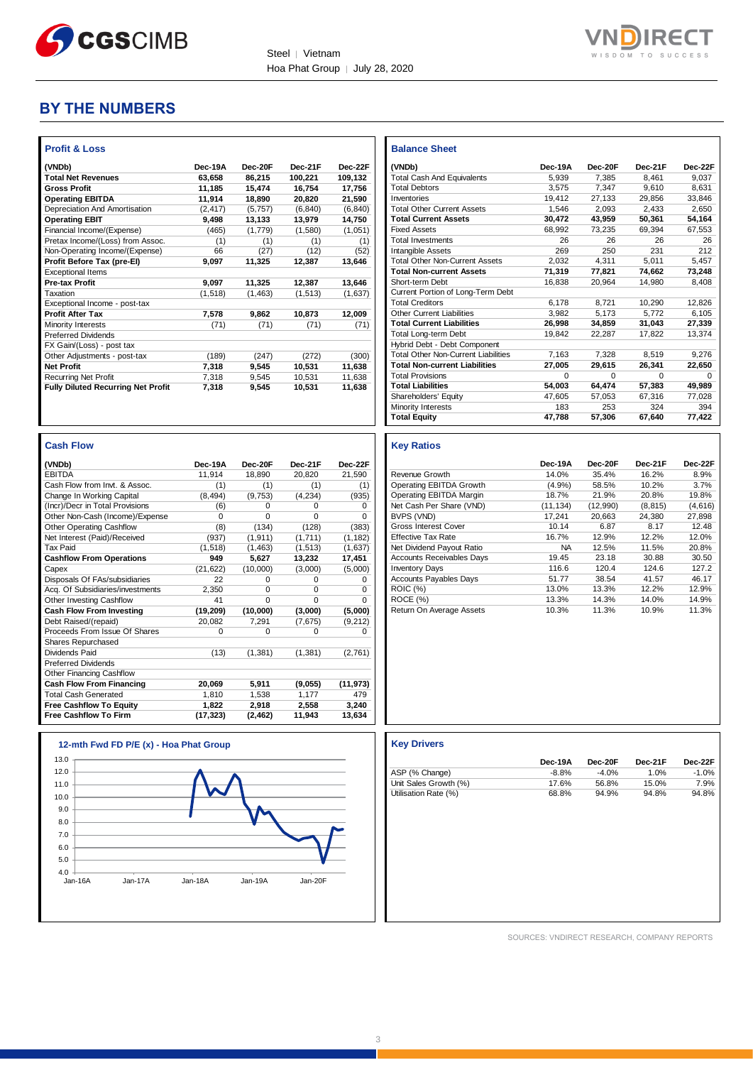# BY THE NUMBERS

### Profit & Loss

| (VNDb) | Dec-19A | Dec-20F | Dec-21F | Dec-22F |
|---|---|---|---|---|
| **Total Net Revenues** | **63,658** | **86,215** | **100,221** | **109,132** |
| **Gross Profit** | **11,185** | **15,474** | **16,754** | **17,756** |
| **Operating EBITDA** | **11,914** | **18,890** | **20,820** | **21,590** |
| Depreciation And Amortisation | (2,417) | (5,757) | (6,840) | (6,840) |
| **Operating EBIT** | **9,498** | **13,133** | **13,979** | **14,750** |
| Financial Income/(Expense) | (465) | (1,779) | (1,580) | (1,051) |
| Pretax Income/(Loss) from Assoc. | (1) | (1) | (1) | (1) |
| Non-Operating Income/(Expense) | 66 | (27) | (12) | (52) |
| **Profit Before Tax (pre-EI)** | **9,097** | **11,325** | **12,387** | **13,646** |
| Exceptional Items | | | | |
| **Pre-tax Profit** | **9,097** | **11,325** | **12,387** | **13,646** |
| Taxation | (1,518) | (1,463) | (1,513) | (1,637) |
| Exceptional Income - post-tax | | | | |
| **Profit After Tax** | **7,578** | **9,862** | **10,873** | **12,009** |
| Minority Interests | (71) | (71) | (71) | (71) |
| Preferred Dividends | | | | |
| FX Gain/(Loss) - post tax | | | | |
| Other Adjustments - post-tax | (189) | (247) | (272) | (300) |
| **Net Profit** | **7,318** | **9,545** | **10,531** | **11,638** |
| Recurring Net Profit | 7,318 | 9,545 | 10,531 | 11,638 |
| **Fully Diluted Recurring Net Profit** | **7,318** | **9,545** | **10,531** | **11,638** |

### Balance Sheet

| (VNDb) | Dec-19A | Dec-20F | Dec-21F | Dec-22F |
|---|---|---|---|---|
| Total Cash And Equivalents | 5,939 | 7,385 | 8,461 | 9,037 |
| Total Debtors | 3,575 | 7,347 | 9,610 | 8,631 |
| Inventories | 19,412 | 27,133 | 29,856 | 33,846 |
| Total Other Current Assets | 1,546 | 2,093 | 2,433 | 2,650 |
| **Total Current Assets** | **30,472** | **43,959** | **50,361** | **54,164** |
| Fixed Assets | 68,992 | 73,235 | 69,394 | 67,553 |
| Total Investments | 26 | 26 | 26 | 26 |
| Intangible Assets | 269 | 250 | 231 | 212 |
| Total Other Non-Current Assets | 2,032 | 4,311 | 5,011 | 5,457 |
| **Total Non-current Assets** | **71,319** | **77,821** | **74,662** | **73,248** |
| Short-term Debt | 16,838 | 20,964 | 14,980 | 8,408 |
| Current Portion of Long-Term Debt | | | | |
| Total Creditors | 6,178 | 8,721 | 10,290 | 12,826 |
| Other Current Liabilities | 3,982 | 5,173 | 5,772 | 6,105 |
| **Total Current Liabilities** | **26,998** | **34,859** | **31,043** | **27,339** |
| Total Long-term Debt | 19,842 | 22,287 | 17,822 | 13,374 |
| Hybrid Debt - Debt Component | | | | |
| Total Other Non-Current Liabilities | 7,163 | 7,328 | 8,519 | 9,276 |
| **Total Non-current Liabilities** | **27,005** | **29,615** | **26,341** | **22,650** |
| Total Provisions | 0 | 0 | 0 | 0 |
| **Total Liabilities** | **54,003** | **64,474** | **57,383** | **49,989** |
| Shareholders' Equity | 47,605 | 57,053 | 67,316 | 77,028 |
| Minority Interests | 183 | 253 | 324 | 394 |
| **Total Equity** | **47,788** | **57,306** | **67,640** | **77,422** |

### Cash Flow

| (VNDb) | Dec-19A | Dec-20F | Dec-21F | Dec-22F |
|---|---|---|---|---|
| EBITDA | 11,914 | 18,890 | 20,820 | 21,590 |
| Cash Flow from Invt. & Assoc. | (1) | (1) | (1) | (1) |
| Change In Working Capital | (8,494) | (9,753) | (4,234) | (935) |
| (Incr)/Decr in Total Provisions | (6) | 0 | 0 | 0 |
| Other Non-Cash (Income)/Expense | 0 | 0 | 0 | 0 |
| Other Operating Cashflow | (8) | (134) | (128) | (383) |
| Net Interest (Paid)/Received | (937) | (1,911) | (1,711) | (1,182) |
| Tax Paid | (1,518) | (1,463) | (1,513) | (1,637) |
| **Cashflow From Operations** | **949** | **5,627** | **13,232** | **17,451** |
| Capex | (21,622) | (10,000) | (3,000) | (5,000) |
| Disposals Of FAs/subsidiaries | 22 | 0 | 0 | 0 |
| Acq. Of Subsidiaries/investments | 2,350 | 0 | 0 | 0 |
| Other Investing Cashflow | 41 | 0 | 0 | 0 |
| **Cash Flow From Investing** | **(19,209)** | **(10,000)** | **(3,000)** | **(5,000)** |
| Debt Raised/(repaid) | 20,082 | 7,291 | (7,675) | (9,212) |
| Proceeds From Issue Of Shares | 0 | 0 | 0 | 0 |
| Shares Repurchased | | | | |
| Dividends Paid | (13) | (1,381) | (1,381) | (2,761) |
| Preferred Dividends | | | | |
| Other Financing Cashflow | | | | |
| **Cash Flow From Financing** | **20,069** | **5,911** | **(9,055)** | **(11,973)** |
| Total Cash Generated | 1,810 | 1,538 | 1,177 | 479 |
| **Free Cashflow To Equity** | **1,822** | **2,918** | **2,558** | **3,240** |
| **Free Cashflow To Firm** | **(17,323)** | **(2,462)** | **11,943** | **13,634** |

### Key Ratios

| | Dec-19A | Dec-20F | Dec-21F | Dec-22F |
|---|---|---|---|---|
| Revenue Growth | 14.0% | 35.4% | 16.2% | 8.9% |
| Operating EBITDA Growth | (4.9%) | 58.5% | 10.2% | 3.7% |
| Operating EBITDA Margin | 18.7% | 21.9% | 20.8% | 19.8% |
| Net Cash Per Share (VND) | (11,134) | (12,990) | (8,815) | (4,616) |
| BVPS (VND) | 17,241 | 20,663 | 24,380 | 27,898 |
| Gross Interest Cover | 10.14 | 6.87 | 8.17 | 12.48 |
| Effective Tax Rate | 16.7% | 12.9% | 12.2% | 12.0% |
| Net Dividend Payout Ratio | NA | 12.5% | 11.5% | 20.8% |
| Accounts Receivables Days | 19.45 | 23.18 | 30.88 | 30.50 |
| Inventory Days | 116.6 | 120.4 | 124.6 | 127.2 |
| Accounts Payables Days | 51.77 | 38.54 | 41.57 | 46.17 |
| ROIC (%) | 13.0% | 13.3% | 12.2% | 12.9% |
| ROCE (%) | 13.3% | 14.3% | 14.0% | 14.9% |
| Return On Average Assets | 10.3% | 11.3% | 10.9% | 11.3% |

### 12-mth Fwd FD P/E (x) - Hoa Phat Group

### Key Drivers

| | Dec-19A | Dec-20F | Dec-21F | Dec-22F |
|---|---|---|---|---|
| ASP (% Change) | -8.8% | -4.0% | 1.0% | -1.0% |
| Unit Sales Growth (%) | 17.6% | 56.8% | 15.0% | 7.9% |
| Utilisation Rate (%) | 68.8% | 94.9% | 94.8% | 94.8% |

SOURCES: VNDIRECT RESEARCH, COMPANY REPORTS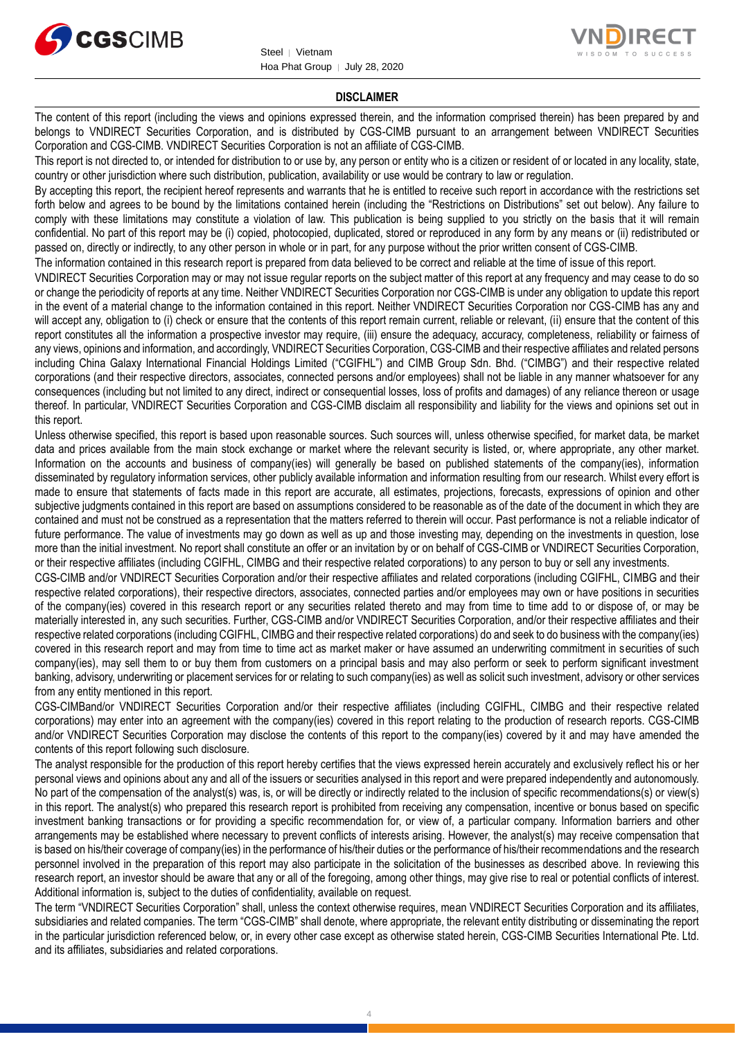## DISCLAIMER

The content of this report (including the views and opinions expressed therein, and the information comprised therein) has been prepared by and belongs to VNDIRECT Securities Corporation, and is distributed by CGS-CIMB pursuant to an arrangement between VNDIRECT Securities Corporation and CGS-CIMB. VNDIRECT Securities Corporation is not an affiliate of CGS-CIMB.

This report is not directed to, or intended for distribution to or use by, any person or entity who is a citizen or resident of or located in any locality, state, country or other jurisdiction where such distribution, publication, availability or use would be contrary to law or regulation.

By accepting this report, the recipient hereof represents and warrants that he is entitled to receive such report in accordance with the restrictions set forth below and agrees to be bound by the limitations contained herein (including the "Restrictions on Distributions" set out below). Any failure to comply with these limitations may constitute a violation of law. This publication is being supplied to you strictly on the basis that it will remain confidential. No part of this report may be (i) copied, photocopied, duplicated, stored or reproduced in any form by any means or (ii) redistributed or passed on, directly or indirectly, to any other person in whole or in part, for any purpose without the prior written consent of CGS-CIMB.

The information contained in this research report is prepared from data believed to be correct and reliable at the time of issue of this report.

VNDIRECT Securities Corporation may or may not issue regular reports on the subject matter of this report at any frequency and may cease to do so or change the periodicity of reports at any time. Neither VNDIRECT Securities Corporation nor CGS-CIMB is under any obligation to update this report in the event of a material change to the information contained in this report. Neither VNDIRECT Securities Corporation nor CGS-CIMB has any and will accept any, obligation to (i) check or ensure that the contents of this report remain current, reliable or relevant, (ii) ensure that the content of this report constitutes all the information a prospective investor may require, (iii) ensure the adequacy, accuracy, completeness, reliability or fairness of any views, opinions and information, and accordingly, VNDIRECT Securities Corporation, CGS-CIMB and their respective affiliates and related persons including China Galaxy International Financial Holdings Limited ("CGIFHL") and CIMB Group Sdn. Bhd. ("CIMBG") and their respective related corporations (and their respective directors, associates, connected persons and/or employees) shall not be liable in any manner whatsoever for any consequences (including but not limited to any direct, indirect or consequential losses, loss of profits and damages) of any reliance thereon or usage thereof. In particular, VNDIRECT Securities Corporation and CGS-CIMB disclaim all responsibility and liability for the views and opinions set out in this report.

Unless otherwise specified, this report is based upon reasonable sources. Such sources will, unless otherwise specified, for market data, be market data and prices available from the main stock exchange or market where the relevant security is listed, or, where appropriate, any other market. Information on the accounts and business of company(ies) will generally be based on published statements of the company(ies), information disseminated by regulatory information services, other publicly available information and information resulting from our research. Whilst every effort is made to ensure that statements of facts made in this report are accurate, all estimates, projections, forecasts, expressions of opinion and other subjective judgments contained in this report are based on assumptions considered to be reasonable as of the date of the document in which they are contained and must not be construed as a representation that the matters referred to therein will occur. Past performance is not a reliable indicator of future performance. The value of investments may go down as well as up and those investing may, depending on the investments in question, lose more than the initial investment. No report shall constitute an offer or an invitation by or on behalf of CGS-CIMB or VNDIRECT Securities Corporation, or their respective affiliates (including CGIFHL, CIMBG and their respective related corporations) to any person to buy or sell any investments.

CGS-CIMB and/or VNDIRECT Securities Corporation and/or their respective affiliates and related corporations (including CGIFHL, CIMBG and their respective related corporations), their respective directors, associates, connected parties and/or employees may own or have positions in securities of the company(ies) covered in this research report or any securities related thereto and may from time to time add to or dispose of, or may be materially interested in, any such securities. Further, CGS-CIMB and/or VNDIRECT Securities Corporation, and/or their respective affiliates and their respective related corporations (including CGIFHL, CIMBG and their respective related corporations) do and seek to do business with the company(ies) covered in this research report and may from time to time act as market maker or have assumed an underwriting commitment in securities of such company(ies), may sell them to or buy them from customers on a principal basis and may also perform or seek to perform significant investment banking, advisory, underwriting or placement services for or relating to such company(ies) as well as solicit such investment, advisory or other services from any entity mentioned in this report.

CGS-CIMBand/or VNDIRECT Securities Corporation and/or their respective affiliates (including CGIFHL, CIMBG and their respective related corporations) may enter into an agreement with the company(ies) covered in this report relating to the production of research reports. CGS-CIMB and/or VNDIRECT Securities Corporation may disclose the contents of this report to the company(ies) covered by it and may have amended the contents of this report following such disclosure.

The analyst responsible for the production of this report hereby certifies that the views expressed herein accurately and exclusively reflect his or her personal views and opinions about any and all of the issuers or securities analysed in this report and were prepared independently and autonomously. No part of the compensation of the analyst(s) was, is, or will be directly or indirectly related to the inclusion of specific recommendations(s) or view(s) in this report. The analyst(s) who prepared this research report is prohibited from receiving any compensation, incentive or bonus based on specific investment banking transactions or for providing a specific recommendation for, or view of, a particular company. Information barriers and other arrangements may be established where necessary to prevent conflicts of interests arising. However, the analyst(s) may receive compensation that is based on his/their coverage of company(ies) in the performance of his/their duties or the performance of his/their recommendations and the research personnel involved in the preparation of this report may also participate in the solicitation of the businesses as described above. In reviewing this research report, an investor should be aware that any or all of the foregoing, among other things, may give rise to real or potential conflicts of interest. Additional information is, subject to the duties of confidentiality, available on request.

The term "VNDIRECT Securities Corporation" shall, unless the context otherwise requires, mean VNDIRECT Securities Corporation and its affiliates, subsidiaries and related companies. The term "CGS-CIMB" shall denote, where appropriate, the relevant entity distributing or disseminating the report in the particular jurisdiction referenced below, or, in every other case except as otherwise stated herein, CGS-CIMB Securities International Pte. Ltd. and its affiliates, subsidiaries and related corporations.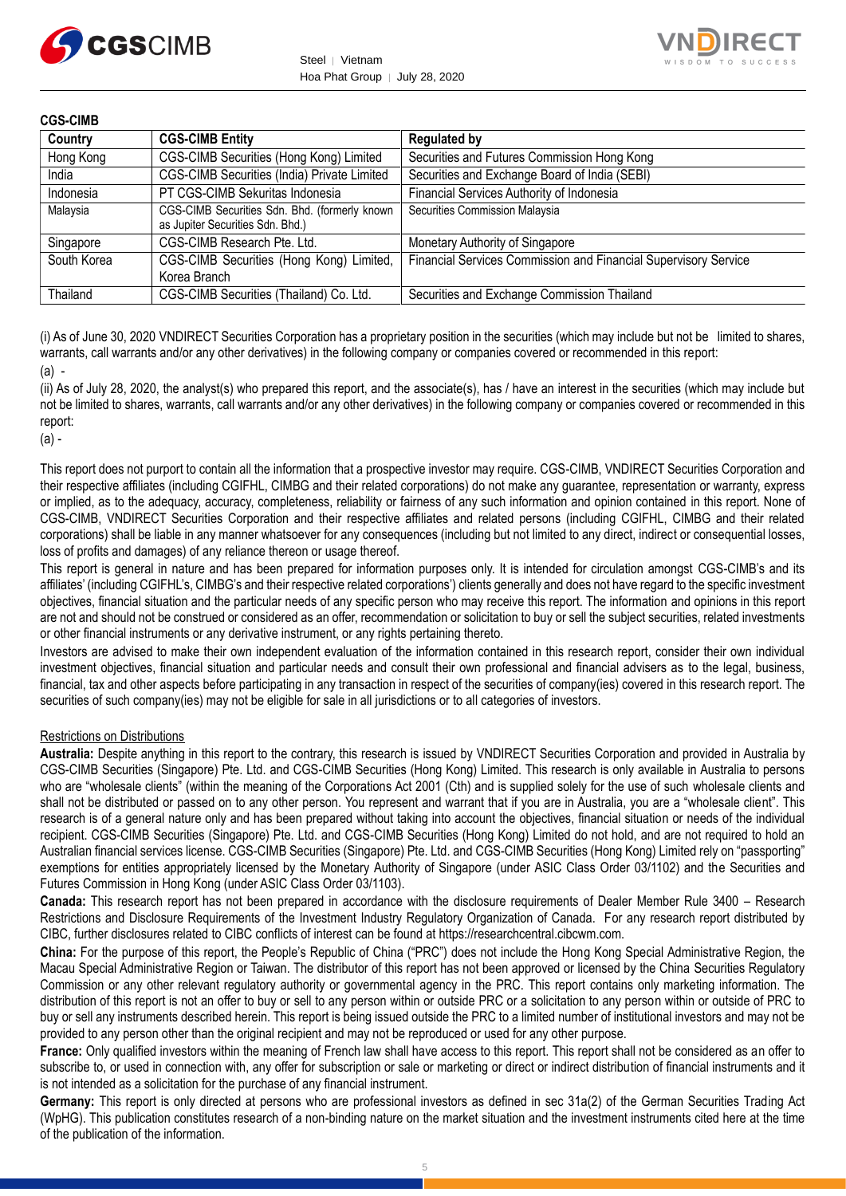**CGS-CIMB**

| Country | CGS-CIMB Entity | Regulated by |
|---|---|---|
| Hong Kong | CGS-CIMB Securities (Hong Kong) Limited | Securities and Futures Commission Hong Kong |
| India | CGS-CIMB Securities (India) Private Limited | Securities and Exchange Board of India (SEBI) |
| Indonesia | PT CGS-CIMB Sekuritas Indonesia | Financial Services Authority of Indonesia |
| Malaysia | CGS-CIMB Securities Sdn. Bhd. (formerly known as Jupiter Securities Sdn. Bhd.) | Securities Commission Malaysia |
| Singapore | CGS-CIMB Research Pte. Ltd. | Monetary Authority of Singapore |
| South Korea | CGS-CIMB Securities (Hong Kong) Limited, Korea Branch | Financial Services Commission and Financial Supervisory Service |
| Thailand | CGS-CIMB Securities (Thailand) Co. Ltd. | Securities and Exchange Commission Thailand |

(i) As of June 30, 2020 VNDIRECT Securities Corporation has a proprietary position in the securities (which may include but not be limited to shares, warrants, call warrants and/or any other derivatives) in the following company or companies covered or recommended in this report:

(a) -

(ii) As of July 28, 2020, the analyst(s) who prepared this report, and the associate(s), has / have an interest in the securities (which may include but not be limited to shares, warrants, call warrants and/or any other derivatives) in the following company or companies covered or recommended in this report:

(a) -

This report does not purport to contain all the information that a prospective investor may require. CGS-CIMB, VNDIRECT Securities Corporation and their respective affiliates (including CGIFHL, CIMBG and their related corporations) do not make any guarantee, representation or warranty, express or implied, as to the adequacy, accuracy, completeness, reliability or fairness of any such information and opinion contained in this report. None of CGS-CIMB, VNDIRECT Securities Corporation and their respective affiliates and related persons (including CGIFHL, CIMBG and their related corporations) shall be liable in any manner whatsoever for any consequences (including but not limited to any direct, indirect or consequential losses, loss of profits and damages) of any reliance thereon or usage thereof.

This report is general in nature and has been prepared for information purposes only. It is intended for circulation amongst CGS-CIMB's and its affiliates' (including CGIFHL's, CIMBG's and their respective related corporations') clients generally and does not have regard to the specific investment objectives, financial situation and the particular needs of any specific person who may receive this report. The information and opinions in this report are not and should not be construed or considered as an offer, recommendation or solicitation to buy or sell the subject securities, related investments or other financial instruments or any derivative instrument, or any rights pertaining thereto.

Investors are advised to make their own independent evaluation of the information contained in this research report, consider their own individual investment objectives, financial situation and particular needs and consult their own professional and financial advisers as to the legal, business, financial, tax and other aspects before participating in any transaction in respect of the securities of company(ies) covered in this research report. The securities of such company(ies) may not be eligible for sale in all jurisdictions or to all categories of investors.

Restrictions on Distributions

**Australia:** Despite anything in this report to the contrary, this research is issued by VNDIRECT Securities Corporation and provided in Australia by CGS-CIMB Securities (Singapore) Pte. Ltd. and CGS-CIMB Securities (Hong Kong) Limited. This research is only available in Australia to persons who are "wholesale clients" (within the meaning of the Corporations Act 2001 (Cth) and is supplied solely for the use of such wholesale clients and shall not be distributed or passed on to any other person. You represent and warrant that if you are in Australia, you are a "wholesale client". This research is of a general nature only and has been prepared without taking into account the objectives, financial situation or needs of the individual recipient. CGS-CIMB Securities (Singapore) Pte. Ltd. and CGS-CIMB Securities (Hong Kong) Limited do not hold, and are not required to hold an Australian financial services license. CGS-CIMB Securities (Singapore) Pte. Ltd. and CGS-CIMB Securities (Hong Kong) Limited rely on "passporting" exemptions for entities appropriately licensed by the Monetary Authority of Singapore (under ASIC Class Order 03/1102) and the Securities and Futures Commission in Hong Kong (under ASIC Class Order 03/1103).

**Canada:** This research report has not been prepared in accordance with the disclosure requirements of Dealer Member Rule 3400 – Research Restrictions and Disclosure Requirements of the Investment Industry Regulatory Organization of Canada. For any research report distributed by CIBC, further disclosures related to CIBC conflicts of interest can be found at https://researchcentral.cibcwm.com.

**China:** For the purpose of this report, the People's Republic of China ("PRC") does not include the Hong Kong Special Administrative Region, the Macau Special Administrative Region or Taiwan. The distributor of this report has not been approved or licensed by the China Securities Regulatory Commission or any other relevant regulatory authority or governmental agency in the PRC. This report contains only marketing information. The distribution of this report is not an offer to buy or sell to any person within or outside PRC or a solicitation to any person within or outside of PRC to buy or sell any instruments described herein. This report is being issued outside the PRC to a limited number of institutional investors and may not be provided to any person other than the original recipient and may not be reproduced or used for any other purpose.

**France:** Only qualified investors within the meaning of French law shall have access to this report. This report shall not be considered as an offer to subscribe to, or used in connection with, any offer for subscription or sale or marketing or direct or indirect distribution of financial instruments and it is not intended as a solicitation for the purchase of any financial instrument.

**Germany:** This report is only directed at persons who are professional investors as defined in sec 31a(2) of the German Securities Trading Act (WpHG). This publication constitutes research of a non-binding nature on the market situation and the investment instruments cited here at the time of the publication of the information.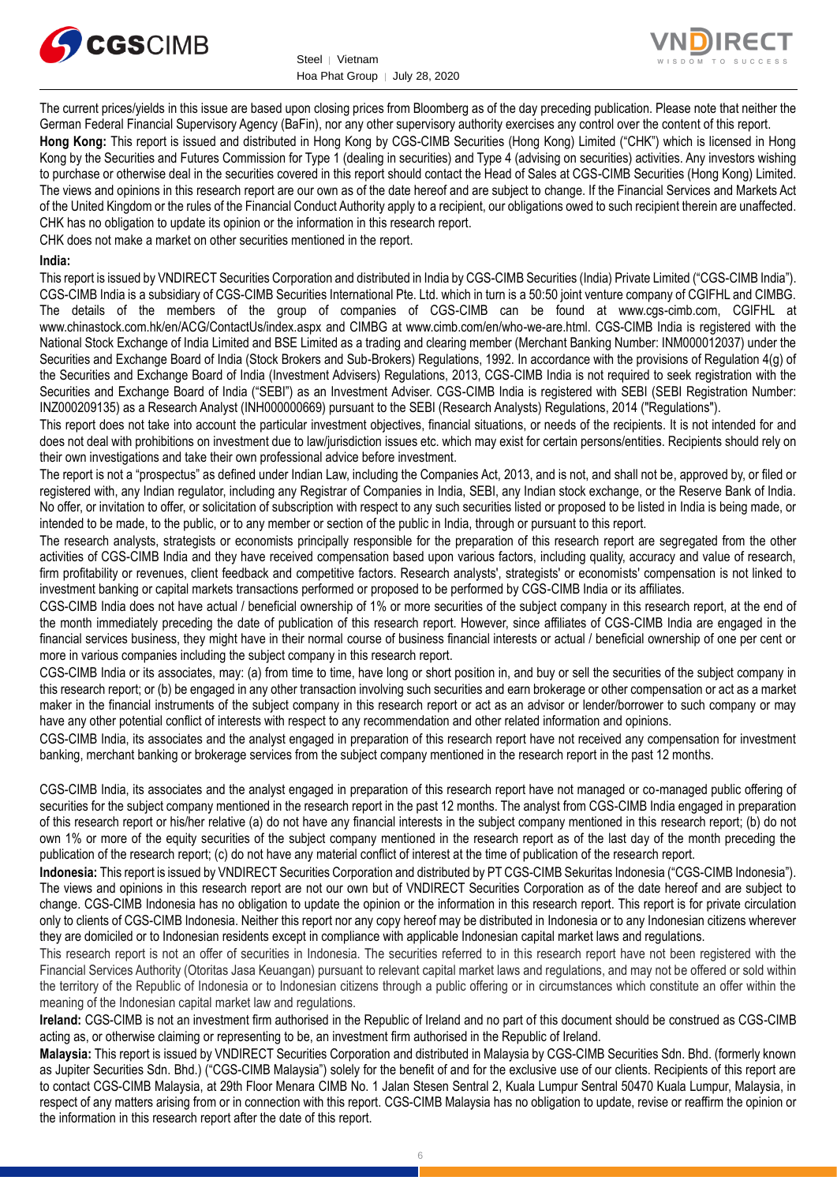The current prices/yields in this issue are based upon closing prices from Bloomberg as of the day preceding publication. Please note that neither the German Federal Financial Supervisory Agency (BaFin), nor any other supervisory authority exercises any control over the content of this report.

**Hong Kong:** This report is issued and distributed in Hong Kong by CGS-CIMB Securities (Hong Kong) Limited ("CHK") which is licensed in Hong Kong by the Securities and Futures Commission for Type 1 (dealing in securities) and Type 4 (advising on securities) activities. Any investors wishing to purchase or otherwise deal in the securities covered in this report should contact the Head of Sales at CGS-CIMB Securities (Hong Kong) Limited. The views and opinions in this research report are our own as of the date hereof and are subject to change. If the Financial Services and Markets Act of the United Kingdom or the rules of the Financial Conduct Authority apply to a recipient, our obligations owed to such recipient therein are unaffected. CHK has no obligation to update its opinion or the information in this research report.

CHK does not make a market on other securities mentioned in the report.

**India:**

This report is issued by VNDIRECT Securities Corporation and distributed in India by CGS-CIMB Securities (India) Private Limited ("CGS-CIMB India"). CGS-CIMB India is a subsidiary of CGS-CIMB Securities International Pte. Ltd. which in turn is a 50:50 joint venture company of CGIFHL and CIMBG. The details of the members of the group of companies of CGS-CIMB can be found at www.cgs-cimb.com, CGIFHL at www.chinastock.com.hk/en/ACG/ContactUs/index.aspx and CIMBG at www.cimb.com/en/who-we-are.html. CGS-CIMB India is registered with the National Stock Exchange of India Limited and BSE Limited as a trading and clearing member (Merchant Banking Number: INM000012037) under the Securities and Exchange Board of India (Stock Brokers and Sub-Brokers) Regulations, 1992. In accordance with the provisions of Regulation 4(g) of the Securities and Exchange Board of India (Investment Advisers) Regulations, 2013, CGS-CIMB India is not required to seek registration with the Securities and Exchange Board of India ("SEBI") as an Investment Adviser. CGS-CIMB India is registered with SEBI (SEBI Registration Number: INZ000209135) as a Research Analyst (INH000000669) pursuant to the SEBI (Research Analysts) Regulations, 2014 ("Regulations").

This report does not take into account the particular investment objectives, financial situations, or needs of the recipients. It is not intended for and does not deal with prohibitions on investment due to law/jurisdiction issues etc. which may exist for certain persons/entities. Recipients should rely on their own investigations and take their own professional advice before investment.

The report is not a "prospectus" as defined under Indian Law, including the Companies Act, 2013, and is not, and shall not be, approved by, or filed or registered with, any Indian regulator, including any Registrar of Companies in India, SEBI, any Indian stock exchange, or the Reserve Bank of India. No offer, or invitation to offer, or solicitation of subscription with respect to any such securities listed or proposed to be listed in India is being made, or intended to be made, to the public, or to any member or section of the public in India, through or pursuant to this report.

The research analysts, strategists or economists principally responsible for the preparation of this research report are segregated from the other activities of CGS-CIMB India and they have received compensation based upon various factors, including quality, accuracy and value of research, firm profitability or revenues, client feedback and competitive factors. Research analysts', strategists' or economists' compensation is not linked to investment banking or capital markets transactions performed or proposed to be performed by CGS-CIMB India or its affiliates.

CGS-CIMB India does not have actual / beneficial ownership of 1% or more securities of the subject company in this research report, at the end of the month immediately preceding the date of publication of this research report. However, since affiliates of CGS-CIMB India are engaged in the financial services business, they might have in their normal course of business financial interests or actual / beneficial ownership of one per cent or more in various companies including the subject company in this research report.

CGS-CIMB India or its associates, may: (a) from time to time, have long or short position in, and buy or sell the securities of the subject company in this research report; or (b) be engaged in any other transaction involving such securities and earn brokerage or other compensation or act as a market maker in the financial instruments of the subject company in this research report or act as an advisor or lender/borrower to such company or may have any other potential conflict of interests with respect to any recommendation and other related information and opinions.

CGS-CIMB India, its associates and the analyst engaged in preparation of this research report have not received any compensation for investment banking, merchant banking or brokerage services from the subject company mentioned in the research report in the past 12 months.

CGS-CIMB India, its associates and the analyst engaged in preparation of this research report have not managed or co-managed public offering of securities for the subject company mentioned in the research report in the past 12 months. The analyst from CGS-CIMB India engaged in preparation of this research report or his/her relative (a) do not have any financial interests in the subject company mentioned in this research report; (b) do not own 1% or more of the equity securities of the subject company mentioned in the research report as of the last day of the month preceding the publication of the research report; (c) do not have any material conflict of interest at the time of publication of the research report.

**Indonesia:** This report is issued by VNDIRECT Securities Corporation and distributed by PT CGS-CIMB Sekuritas Indonesia ("CGS-CIMB Indonesia"). The views and opinions in this research report are not our own but of VNDIRECT Securities Corporation as of the date hereof and are subject to change. CGS-CIMB Indonesia has no obligation to update the opinion or the information in this research report. This report is for private circulation only to clients of CGS-CIMB Indonesia. Neither this report nor any copy hereof may be distributed in Indonesia or to any Indonesian citizens wherever they are domiciled or to Indonesian residents except in compliance with applicable Indonesian capital market laws and regulations.

This research report is not an offer of securities in Indonesia. The securities referred to in this research report have not been registered with the Financial Services Authority (Otoritas Jasa Keuangan) pursuant to relevant capital market laws and regulations, and may not be offered or sold within the territory of the Republic of Indonesia or to Indonesian citizens through a public offering or in circumstances which constitute an offer within the meaning of the Indonesian capital market law and regulations.

**Ireland:** CGS-CIMB is not an investment firm authorised in the Republic of Ireland and no part of this document should be construed as CGS-CIMB acting as, or otherwise claiming or representing to be, an investment firm authorised in the Republic of Ireland.

**Malaysia:** This report is issued by VNDIRECT Securities Corporation and distributed in Malaysia by CGS-CIMB Securities Sdn. Bhd. (formerly known as Jupiter Securities Sdn. Bhd.) ("CGS-CIMB Malaysia") solely for the benefit of and for the exclusive use of our clients. Recipients of this report are to contact CGS-CIMB Malaysia, at 29th Floor Menara CIMB No. 1 Jalan Stesen Sentral 2, Kuala Lumpur Sentral 50470 Kuala Lumpur, Malaysia, in respect of any matters arising from or in connection with this report. CGS-CIMB Malaysia has no obligation to update, revise or reaffirm the opinion or the information in this research report after the date of this report.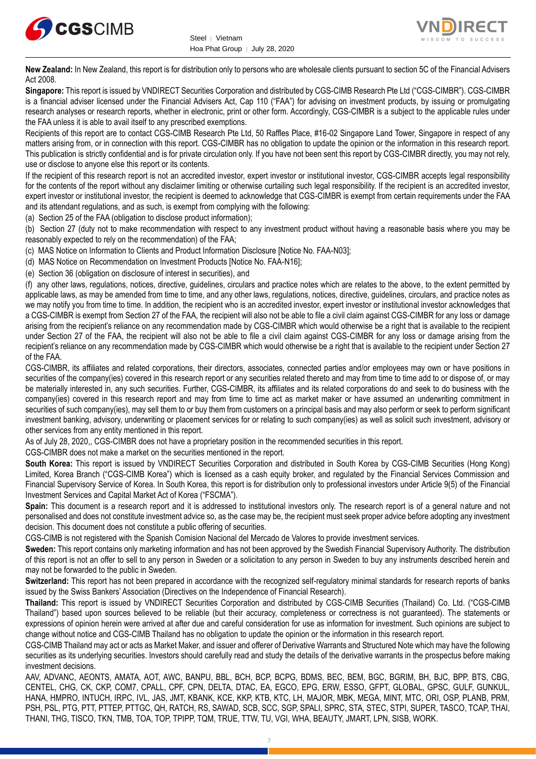**New Zealand:** In New Zealand, this report is for distribution only to persons who are wholesale clients pursuant to section 5C of the Financial Advisers Act 2008.

**Singapore:** This report is issued by VNDIRECT Securities Corporation and distributed by CGS-CIMB Research Pte Ltd ("CGS-CIMBR"). CGS-CIMBR is a financial adviser licensed under the Financial Advisers Act, Cap 110 ("FAA") for advising on investment products, by issuing or promulgating research analyses or research reports, whether in electronic, print or other form. Accordingly, CGS-CIMBR is a subject to the applicable rules under the FAA unless it is able to avail itself to any prescribed exemptions.

Recipients of this report are to contact CGS-CIMB Research Pte Ltd, 50 Raffles Place, #16-02 Singapore Land Tower, Singapore in respect of any matters arising from, or in connection with this report. CGS-CIMBR has no obligation to update the opinion or the information in this research report. This publication is strictly confidential and is for private circulation only. If you have not been sent this report by CGS-CIMBR directly, you may not rely, use or disclose to anyone else this report or its contents.

If the recipient of this research report is not an accredited investor, expert investor or institutional investor, CGS-CIMBR accepts legal responsibility for the contents of the report without any disclaimer limiting or otherwise curtailing such legal responsibility. If the recipient is an accredited investor, expert investor or institutional investor, the recipient is deemed to acknowledge that CGS-CIMBR is exempt from certain requirements under the FAA and its attendant regulations, and as such, is exempt from complying with the following:

(a) Section 25 of the FAA (obligation to disclose product information);

(b) Section 27 (duty not to make recommendation with respect to any investment product without having a reasonable basis where you may be reasonably expected to rely on the recommendation) of the FAA;

(c) MAS Notice on Information to Clients and Product Information Disclosure [Notice No. FAA-N03];

(d) MAS Notice on Recommendation on Investment Products [Notice No. FAA-N16];

(e) Section 36 (obligation on disclosure of interest in securities), and

(f) any other laws, regulations, notices, directive, guidelines, circulars and practice notes which are relates to the above, to the extent permitted by applicable laws, as may be amended from time to time, and any other laws, regulations, notices, directive, guidelines, circulars, and practice notes as we may notify you from time to time. In addition, the recipient who is an accredited investor, expert investor or institutional investor acknowledges that a CGS-CIMBR is exempt from Section 27 of the FAA, the recipient will also not be able to file a civil claim against CGS-CIMBR for any loss or damage arising from the recipient's reliance on any recommendation made by CGS-CIMBR which would otherwise be a right that is available to the recipient under Section 27 of the FAA, the recipient will also not be able to file a civil claim against CGS-CIMBR for any loss or damage arising from the recipient's reliance on any recommendation made by CGS-CIMBR which would otherwise be a right that is available to the recipient under Section 27 of the FAA.

CGS-CIMBR, its affiliates and related corporations, their directors, associates, connected parties and/or employees may own or have positions in securities of the company(ies) covered in this research report or any securities related thereto and may from time to time add to or dispose of, or may be materially interested in, any such securities. Further, CGS-CIMBR, its affiliates and its related corporations do and seek to do business with the company(ies) covered in this research report and may from time to time act as market maker or have assumed an underwriting commitment in securities of such company(ies), may sell them to or buy them from customers on a principal basis and may also perform or seek to perform significant investment banking, advisory, underwriting or placement services for or relating to such company(ies) as well as solicit such investment, advisory or other services from any entity mentioned in this report.

As of July 28, 2020,, CGS-CIMBR does not have a proprietary position in the recommended securities in this report.

CGS-CIMBR does not make a market on the securities mentioned in the report.

**South Korea:** This report is issued by VNDIRECT Securities Corporation and distributed in South Korea by CGS-CIMB Securities (Hong Kong) Limited, Korea Branch ("CGS-CIMB Korea") which is licensed as a cash equity broker, and regulated by the Financial Services Commission and Financial Supervisory Service of Korea. In South Korea, this report is for distribution only to professional investors under Article 9(5) of the Financial Investment Services and Capital Market Act of Korea ("FSCMA").

**Spain:** This document is a research report and it is addressed to institutional investors only. The research report is of a general nature and not personalised and does not constitute investment advice so, as the case may be, the recipient must seek proper advice before adopting any investment decision. This document does not constitute a public offering of securities.

CGS-CIMB is not registered with the Spanish Comision Nacional del Mercado de Valores to provide investment services.

**Sweden:** This report contains only marketing information and has not been approved by the Swedish Financial Supervisory Authority. The distribution of this report is not an offer to sell to any person in Sweden or a solicitation to any person in Sweden to buy any instruments described herein and may not be forwarded to the public in Sweden.

**Switzerland:** This report has not been prepared in accordance with the recognized self-regulatory minimal standards for research reports of banks issued by the Swiss Bankers' Association (Directives on the Independence of Financial Research).

**Thailand:** This report is issued by VNDIRECT Securities Corporation and distributed by CGS-CIMB Securities (Thailand) Co. Ltd. ("CGS-CIMB Thailand") based upon sources believed to be reliable (but their accuracy, completeness or correctness is not guaranteed). The statements or expressions of opinion herein were arrived at after due and careful consideration for use as information for investment. Such opinions are subject to change without notice and CGS-CIMB Thailand has no obligation to update the opinion or the information in this research report.

CGS-CIMB Thailand may act or acts as Market Maker, and issuer and offerer of Derivative Warrants and Structured Note which may have the following securities as its underlying securities. Investors should carefully read and study the details of the derivative warrants in the prospectus before making investment decisions.

AAV, ADVANC, AEONTS, AMATA, AOT, AWC, BANPU, BBL, BCH, BCP, BCPG, BDMS, BEC, BEM, BGC, BGRIM, BH, BJC, BPP, BTS, CBG, CENTEL, CHG, CK, CKP, COM7, CPALL, CPF, CPN, DELTA, DTAC, EA, EGCO, EPG, ERW, ESSO, GFPT, GLOBAL, GPSC, GULF, GUNKUL, HANA, HMPRO, INTUCH, IRPC, IVL, JAS, JMT, KBANK, KCE, KKP, KTB, KTC, LH, MAJOR, MBK, MEGA, MINT, MTC, ORI, OSP, PLANB, PRM, PSH, PSL, PTG, PTT, PTTEP, PTTGC, QH, RATCH, RS, SAWAD, SCB, SCC, SGP, SPALI, SPRC, STA, STEC, STPI, SUPER, TASCO, TCAP, THAI, THANI, THG, TISCO, TKN, TMB, TOA, TOP, TPIPP, TQM, TRUE, TTW, TU, VGI, WHA, BEAUTY, JMART, LPN, SISB, WORK.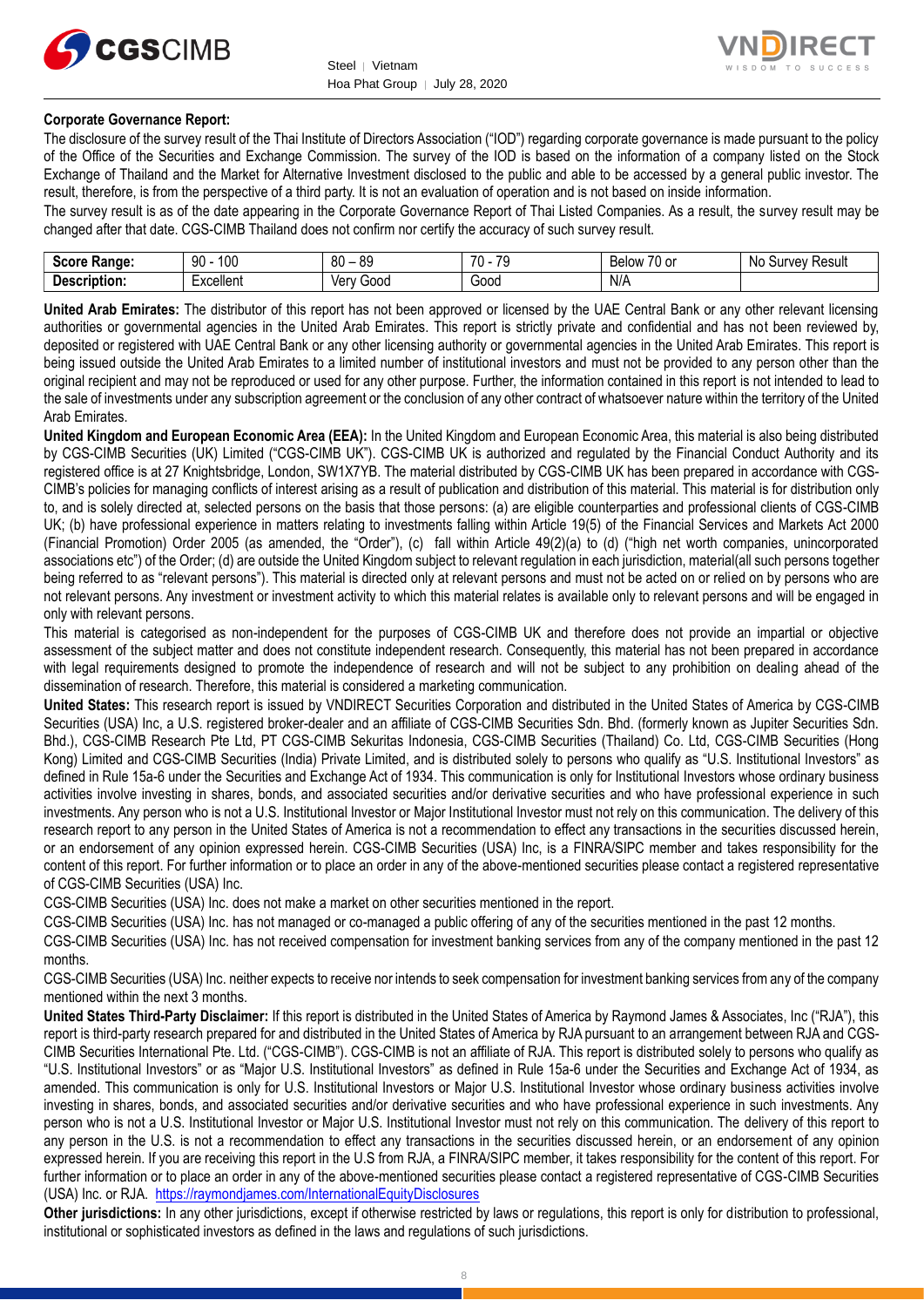**Corporate Governance Report:**

The disclosure of the survey result of the Thai Institute of Directors Association ("IOD") regarding corporate governance is made pursuant to the policy of the Office of the Securities and Exchange Commission. The survey of the IOD is based on the information of a company listed on the Stock Exchange of Thailand and the Market for Alternative Investment disclosed to the public and able to be accessed by a general public investor. The result, therefore, is from the perspective of a third party. It is not an evaluation of operation and is not based on inside information.

The survey result is as of the date appearing in the Corporate Governance Report of Thai Listed Companies. As a result, the survey result may be changed after that date. CGS-CIMB Thailand does not confirm nor certify the accuracy of such survey result.

| **Score Range:** | 90 - 100 | 80 – 89 | 70 - 79 | Below 70 or | No Survey Result |
|---|---|---|---|---|---|
| **Description:** | Excellent | Very Good | Good | N/A | |

**United Arab Emirates:** The distributor of this report has not been approved or licensed by the UAE Central Bank or any other relevant licensing authorities or governmental agencies in the United Arab Emirates. This report is strictly private and confidential and has not been reviewed by, deposited or registered with UAE Central Bank or any other licensing authority or governmental agencies in the United Arab Emirates. This report is being issued outside the United Arab Emirates to a limited number of institutional investors and must not be provided to any person other than the original recipient and may not be reproduced or used for any other purpose. Further, the information contained in this report is not intended to lead to the sale of investments under any subscription agreement or the conclusion of any other contract of whatsoever nature within the territory of the United Arab Emirates.

**United Kingdom and European Economic Area (EEA):** In the United Kingdom and European Economic Area, this material is also being distributed by CGS-CIMB Securities (UK) Limited ("CGS-CIMB UK"). CGS-CIMB UK is authorized and regulated by the Financial Conduct Authority and its registered office is at 27 Knightsbridge, London, SW1X7YB. The material distributed by CGS-CIMB UK has been prepared in accordance with CGS-CIMB's policies for managing conflicts of interest arising as a result of publication and distribution of this material. This material is for distribution only to, and is solely directed at, selected persons on the basis that those persons: (a) are eligible counterparties and professional clients of CGS-CIMB UK; (b) have professional experience in matters relating to investments falling within Article 19(5) of the Financial Services and Markets Act 2000 (Financial Promotion) Order 2005 (as amended, the "Order"), (c) fall within Article 49(2)(a) to (d) ("high net worth companies, unincorporated associations etc") of the Order; (d) are outside the United Kingdom subject to relevant regulation in each jurisdiction, material(all such persons together being referred to as "relevant persons"). This material is directed only at relevant persons and must not be acted on or relied on by persons who are not relevant persons. Any investment or investment activity to which this material relates is available only to relevant persons and will be engaged in only with relevant persons.

This material is categorised as non-independent for the purposes of CGS-CIMB UK and therefore does not provide an impartial or objective assessment of the subject matter and does not constitute independent research. Consequently, this material has not been prepared in accordance with legal requirements designed to promote the independence of research and will not be subject to any prohibition on dealing ahead of the dissemination of research. Therefore, this material is considered a marketing communication.

**United States:** This research report is issued by VNDIRECT Securities Corporation and distributed in the United States of America by CGS-CIMB Securities (USA) Inc, a U.S. registered broker-dealer and an affiliate of CGS-CIMB Securities Sdn. Bhd. (formerly known as Jupiter Securities Sdn. Bhd.), CGS-CIMB Research Pte Ltd, PT CGS-CIMB Sekuritas Indonesia, CGS-CIMB Securities (Thailand) Co. Ltd, CGS-CIMB Securities (Hong Kong) Limited and CGS-CIMB Securities (India) Private Limited, and is distributed solely to persons who qualify as "U.S. Institutional Investors" as defined in Rule 15a-6 under the Securities and Exchange Act of 1934. This communication is only for Institutional Investors whose ordinary business activities involve investing in shares, bonds, and associated securities and/or derivative securities and who have professional experience in such investments. Any person who is not a U.S. Institutional Investor or Major Institutional Investor must not rely on this communication. The delivery of this research report to any person in the United States of America is not a recommendation to effect any transactions in the securities discussed herein, or an endorsement of any opinion expressed herein. CGS-CIMB Securities (USA) Inc, is a FINRA/SIPC member and takes responsibility for the content of this report. For further information or to place an order in any of the above-mentioned securities please contact a registered representative of CGS-CIMB Securities (USA) Inc.

CGS-CIMB Securities (USA) Inc. does not make a market on other securities mentioned in the report.

CGS-CIMB Securities (USA) Inc. has not managed or co-managed a public offering of any of the securities mentioned in the past 12 months.

CGS-CIMB Securities (USA) Inc. has not received compensation for investment banking services from any of the company mentioned in the past 12 months.

CGS-CIMB Securities (USA) Inc. neither expects to receive nor intends to seek compensation for investment banking services from any of the company mentioned within the next 3 months.

**United States Third-Party Disclaimer:** If this report is distributed in the United States of America by Raymond James & Associates, Inc ("RJA"), this report is third-party research prepared for and distributed in the United States of America by RJA pursuant to an arrangement between RJA and CGS-CIMB Securities International Pte. Ltd. ("CGS-CIMB"). CGS-CIMB is not an affiliate of RJA. This report is distributed solely to persons who qualify as "U.S. Institutional Investors" or as "Major U.S. Institutional Investors" as defined in Rule 15a-6 under the Securities and Exchange Act of 1934, as amended. This communication is only for U.S. Institutional Investors or Major U.S. Institutional Investor whose ordinary business activities involve investing in shares, bonds, and associated securities and/or derivative securities and who have professional experience in such investments. Any person who is not a U.S. Institutional Investor or Major U.S. Institutional Investor must not rely on this communication. The delivery of this report to any person in the U.S. is not a recommendation to effect any transactions in the securities discussed herein, or an endorsement of any opinion expressed herein. If you are receiving this report in the U.S from RJA, a FINRA/SIPC member, it takes responsibility for the content of this report. For further information or to place an order in any of the above-mentioned securities please contact a registered representative of CGS-CIMB Securities (USA) Inc. or RJA. https://raymondjames.com/InternationalEquityDisclosures

**Other jurisdictions:** In any other jurisdictions, except if otherwise restricted by laws or regulations, this report is only for distribution to professional, institutional or sophisticated investors as defined in the laws and regulations of such jurisdictions.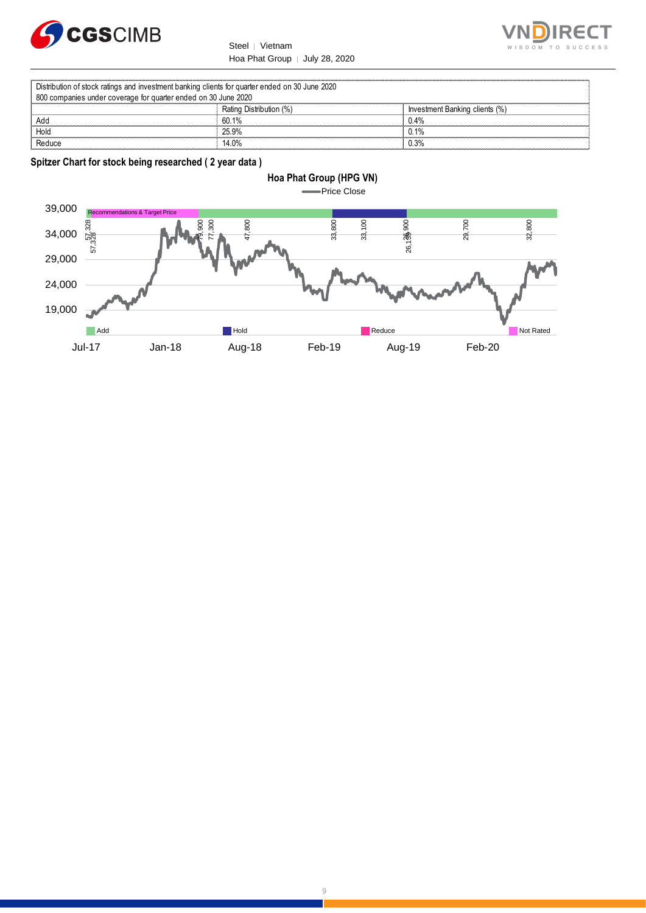| Distribution of stock ratings and investment banking clients for quarter ended on 30 June 2020 | | |
|---|---|---|
| 800 companies under coverage for quarter ended on 30 June 2020 | | |
| | Rating Distribution (%) | Investment Banking clients (%) |
| Add | 60.1% | 0.4% |
| Hold | 25.9% | 0.1% |
| Reduce | 14.0% | 0.3% |

**Spitzer Chart for stock being researched ( 2 year data )**

**Hoa Phat Group (HPG VN)**

Price Close

Recommendations & Target Price

57,328, 57,328, 79,900, 77,300, 47,800, 33,800, 33,100, 26,900, 26,139, 29,700, 32,800

39,000 | 34,000 | 29,000 | 24,000 | 19,000

Add | Hold | Reduce | Not Rated

Jul-17 | Jan-18 | Aug-18 | Feb-19 | Aug-19 | Feb-20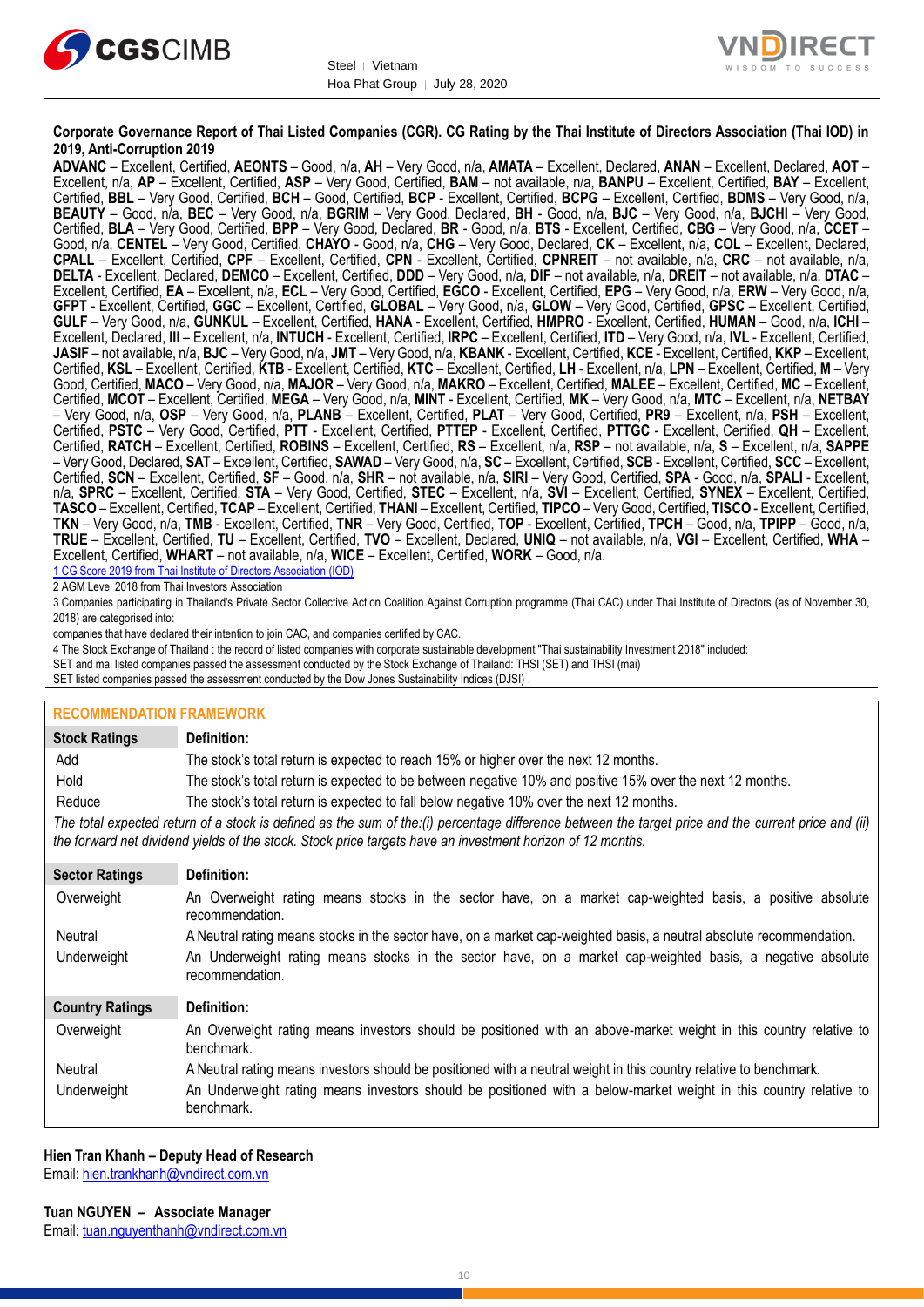**Corporate Governance Report of Thai Listed Companies (CGR). CG Rating by the Thai Institute of Directors Association (Thai IOD) in 2019, Anti-Corruption 2019**

**ADVANC** – Excellent, Certified, **AEONTS** – Good, n/a, **AH** – Very Good, n/a, **AMATA** – Excellent, Declared, **ANAN** – Excellent, Declared, **AOT** – Excellent, n/a, **AP** – Excellent, Certified, **ASP** – Very Good, Certified, **BAM** – not available, n/a, **BANPU** – Excellent, Certified, **BAY** – Excellent, Certified, **BBL** – Very Good, Certified, **BCH** – Good, Certified, **BCP** - Excellent, Certified, **BCPG** – Excellent, Certified, **BDMS** – Very Good, n/a, **BEAUTY** – Good, n/a, **BEC** – Very Good, n/a, **BGRIM** – Very Good, Declared, **BH** - Good, n/a, **BJC** – Very Good, n/a, **BJCHI** – Very Good, Certified, **BLA** – Very Good, Certified, **BPP** – Very Good, Declared, **BR** - Good, n/a, **BTS** - Excellent, Certified, **CBG** – Very Good, n/a, **CCET** – Good, n/a, **CENTEL** – Very Good, Certified, **CHAYO** - Good, n/a, **CHG** – Very Good, Declared, **CK** – Excellent, n/a, **COL** – Excellent, Declared, **CPALL** – Excellent, Certified, **CPF** – Excellent, Certified, **CPN** - Excellent, Certified, **CPNREIT** – not available, n/a, **CRC** – not available, n/a, **DELTA** - Excellent, Declared, **DEMCO** – Excellent, Certified, **DDD** – Very Good, n/a, **DIF** – not available, n/a, **DREIT** – not available, n/a, **DTAC** – Excellent, Certified, **EA** – Excellent, n/a, **ECL** – Very Good, Certified, **EGCO** - Excellent, Certified, **EPG** – Very Good, n/a, **ERW** – Very Good, n/a, **GFPT** - Excellent, Certified, **GGC** – Excellent, Certified, **GLOBAL** – Very Good, n/a, **GLOW** – Very Good, Certified, **GPSC** – Excellent, Certified, **GULF** – Very Good, n/a, **GUNKUL** – Excellent, Certified, **HANA** - Excellent, Certified, **HMPRO** - Excellent, Certified, **HUMAN** – Good, n/a, **ICHI** – Excellent, Declared, **III** – Excellent, n/a, **INTUCH** - Excellent, Certified, **IRPC** – Excellent, Certified, **ITD** – Very Good, n/a, **IVL** - Excellent, Certified, **JASIF** – not available, n/a, **BJC** – Very Good, n/a, **JMT** – Very Good, n/a, **KBANK** - Excellent, Certified, **KCE** - Excellent, Certified, **KKP** – Excellent, Certified, **KSL** – Excellent, Certified, **KTB** - Excellent, Certified, **KTC** – Excellent, Certified, **LH** - Excellent, n/a, **LPN** – Excellent, Certified, **M** – Very Good, Certified, **MACO** – Very Good, n/a, **MAJOR** – Very Good, n/a, **MAKRO** – Excellent, Certified, **MALEE** – Excellent, Certified, **MC** – Excellent, Certified, **MCOT** – Excellent, Certified, **MEGA** – Very Good, n/a, **MINT** - Excellent, Certified, **MK** – Very Good, n/a, **MTC** – Excellent, n/a, **NETBAY** – Very Good, n/a, **OSP** – Very Good, n/a, **PLANB** – Excellent, Certified, **PLAT** – Very Good, Certified, **PR9** – Excellent, n/a, **PSH** – Excellent, Certified, **PSTC** – Very Good, Certified, **PTT** - Excellent, Certified, **PTTEP** - Excellent, Certified, **PTTGC** - Excellent, Certified, **QH** – Excellent, Certified, **RATCH** – Excellent, Certified, **ROBINS** – Excellent, Certified, **RS** – Excellent, n/a, **RSP** – not available, n/a, **S** – Excellent, n/a, **SAPPE** – Very Good, Declared, **SAT** – Excellent, Certified, **SAWAD** – Very Good, n/a, **SC** – Excellent, Certified, **SCB** - Excellent, Certified, **SCC** – Excellent, Certified, **SCN** – Excellent, Certified, **SF** – Good, n/a, **SHR** – not available, n/a, **SIRI** – Very Good, Certified, **SPA** - Good, n/a, **SPALI** - Excellent, n/a, **SPRC** – Excellent, Certified, **STA** – Very Good, Certified, **STEC** – Excellent, n/a, **SVI** – Excellent, Certified, **SYNEX** – Excellent, Certified, **TASCO** – Excellent, Certified, **TCAP** – Excellent, Certified, **THANI** – Excellent, Certified, **TIPCO** – Very Good, Certified, **TISCO** - Excellent, Certified, **TKN** – Very Good, n/a, **TMB** - Excellent, Certified, **TNR** – Very Good, Certified, **TOP** - Excellent, Certified, **TPCH** – Good, n/a, **TPIPP** – Good, n/a, **TRUE** – Excellent, Certified, **TU** – Excellent, Certified, **TVO** – Excellent, Declared, **UNIQ** – not available, n/a, **VGI** – Excellent, Certified, **WHA** – Excellent, Certified, **WHART** – not available, n/a, **WICE** – Excellent, Certified, **WORK** – Good, n/a.

1 CG Score 2019 from Thai Institute of Directors Association (IOD)

2 AGM Level 2018 from Thai Investors Association

3 Companies participating in Thailand's Private Sector Collective Action Coalition Against Corruption programme (Thai CAC) under Thai Institute of Directors (as of November 30, 2018) are categorised into:

companies that have declared their intention to join CAC, and companies certified by CAC.

4 The Stock Exchange of Thailand : the record of listed companies with corporate sustainable development "Thai sustainability Investment 2018" included:

SET and mai listed companies passed the assessment conducted by the Stock Exchange of Thailand: THSI (SET) and THSI (mai)

SET listed companies passed the assessment conducted by the Dow Jones Sustainability Indices (DJSI) .

## RECOMMENDATION FRAMEWORK

| Stock Ratings | Definition: |
| --- | --- |
| Add | The stock's total return is expected to reach 15% or higher over the next 12 months. |
| Hold | The stock's total return is expected to be between negative 10% and positive 15% over the next 12 months. |
| Reduce | The stock's total return is expected to fall below negative 10% over the next 12 months. |

*The total expected return of a stock is defined as the sum of the:(i) percentage difference between the target price and the current price and (ii) the forward net dividend yields of the stock. Stock price targets have an investment horizon of 12 months.*

| Sector Ratings | Definition: |
| --- | --- |
| Overweight | An Overweight rating means stocks in the sector have, on a market cap-weighted basis, a positive absolute recommendation. |
| Neutral | A Neutral rating means stocks in the sector have, on a market cap-weighted basis, a neutral absolute recommendation. |
| Underweight | An Underweight rating means stocks in the sector have, on a market cap-weighted basis, a negative absolute recommendation. |

| Country Ratings | Definition: |
| --- | --- |
| Overweight | An Overweight rating means investors should be positioned with an above-market weight in this country relative to benchmark. |
| Neutral | A Neutral rating means investors should be positioned with a neutral weight in this country relative to benchmark. |
| Underweight | An Underweight rating means investors should be positioned with a below-market weight in this country relative to benchmark. |

**Hien Tran Khanh – Deputy Head of Research**
Email: hien.trankhanh@vndirect.com.vn

**Tuan NGUYEN – Associate Manager**
Email: tuan.nguyenthanh@vndirect.com.vn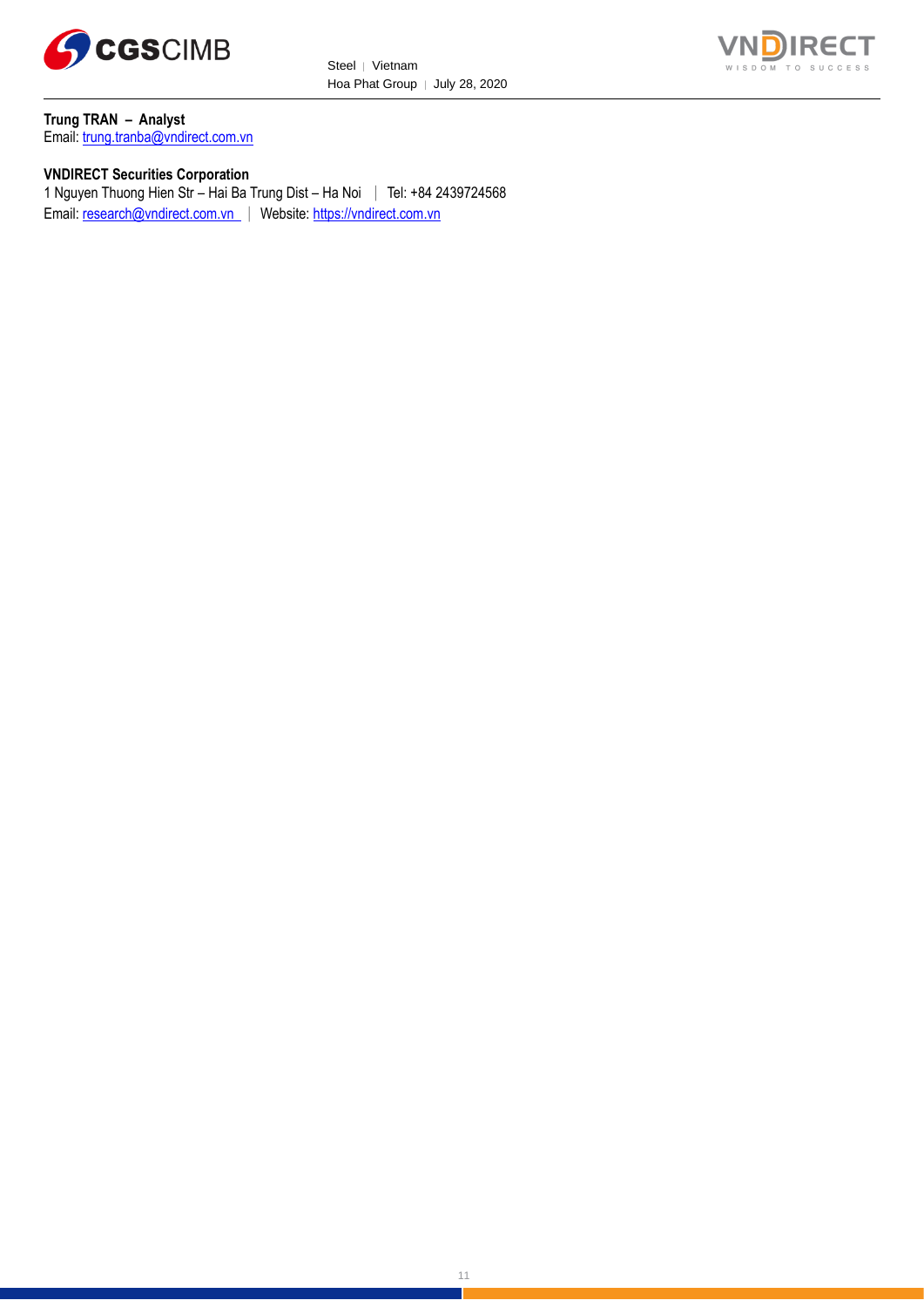**Trung TRAN – Analyst**
Email: trung.tranba@vndirect.com.vn

**VNDIRECT Securities Corporation**
1 Nguyen Thuong Hien Str – Hai Ba Trung Dist – Ha Noi | Tel: +84 2439724568
Email: research@vndirect.com.vn | Website: https://vndirect.com.vn